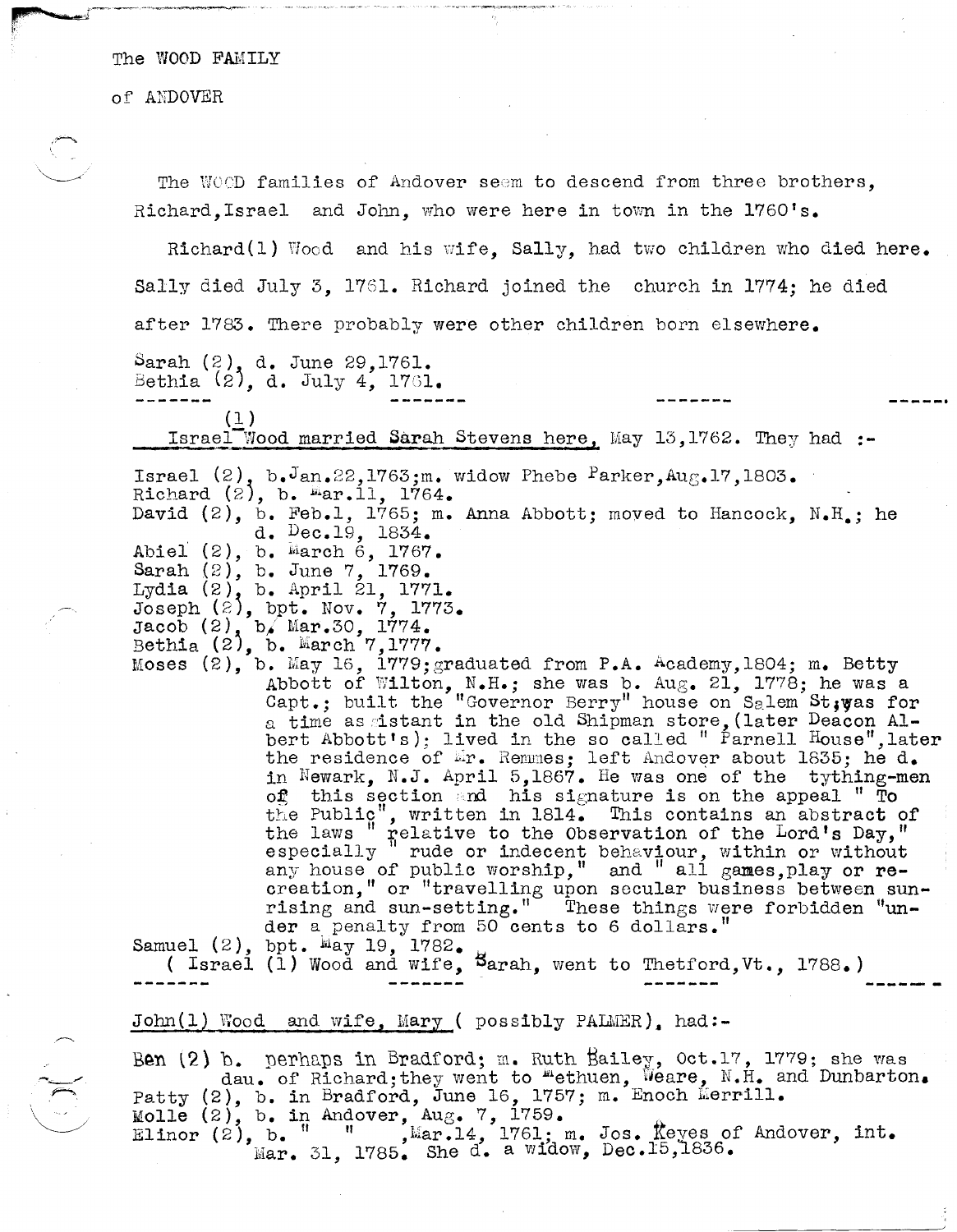The WOOD FAMILY

of ANDOVER

The WOOD families of Andover seem to descend from three brothers, Richard, Israel and John, who were here in town in the 1760's.

Richard(1) Wood and his wife, Sally, had two children who died here. Sally died July 3, 1761. Richard joined the church in 1774; he died after 1783. There probably were other children born elsewhere.

Sarah (2), d. June 29,1761.
Bethia (2), d. July 4, 1761.

------- ------- ------- ------

Israel (1) Wood married Sarah Stevens here, May 13,1762. They had :-

Israel (2), b. Jan.22,1763; m. widow Phebe Parker, Aug.17,1803.
Richard (2), b. Mar.11, 1764.
David (2), b. Feb.1, 1765; m. Anna Abbott; moved to Hancock, N.H.; he d. Dec.19, 1834.
Abiel (2), b. March 6, 1767.
Sarah (2), b. June 7, 1769.
Lydia (2), b. April 21, 1771.
Joseph (2), bpt. Nov. 7, 1773.
Jacob (2), b. Mar.30, 1774.
Bethia (2), b. March 7,1777.
Moses (2), b. May 16, 1779; graduated from P.A. Academy, 1804; m. Betty Abbott of Wilton, N.H.; she was b. Aug. 21, 1778; he was a Capt.; built the "Governor Berry" house on Salem St; was for a time assistant in the old Shipman store, (later Deacon Albert Abbott's); lived in the so called " Parnell House", later the residence of Mr. Remmes; left Andover about 1835; he d. in Newark, N.J. April 5,1867. He was one of the tything-men of this section and his signature is on the appeal " To the Public", written in 1814. This contains an abstract of the laws " relative to the Observation of the Lord's Day," especially " rude or indecent behaviour, within or without any house of public worship," and " all games, play or recreation," or "travelling upon secular business between sunrising and sun-setting." These things were forbidden "under a penalty from 50 cents to 6 dollars."
Samuel (2), bpt. May 19, 1782.
( Israel (1) Wood and wife, Sarah, went to Thetford, Vt., 1788.)

------- ------- ------- ------

John(1) Wood and wife, Mary ( possibly PALMER), had:-

Ben (2) b. perhaps in Bradford; m. Ruth Bailey, Oct.17, 1779; she was dau. of Richard; they went to Methuen, Weare, N.H. and Dunbarton.
Patty (2), b. in Bradford, June 16, 1757; m. Enoch Merrill.
Molle (2), b. in Andover, Aug. 7, 1759.
Elinor (2), b. " " , Mar.14, 1761; m. Jos. Keyes of Andover, int. Mar. 31, 1785. She d. a widow, Dec.15,1836.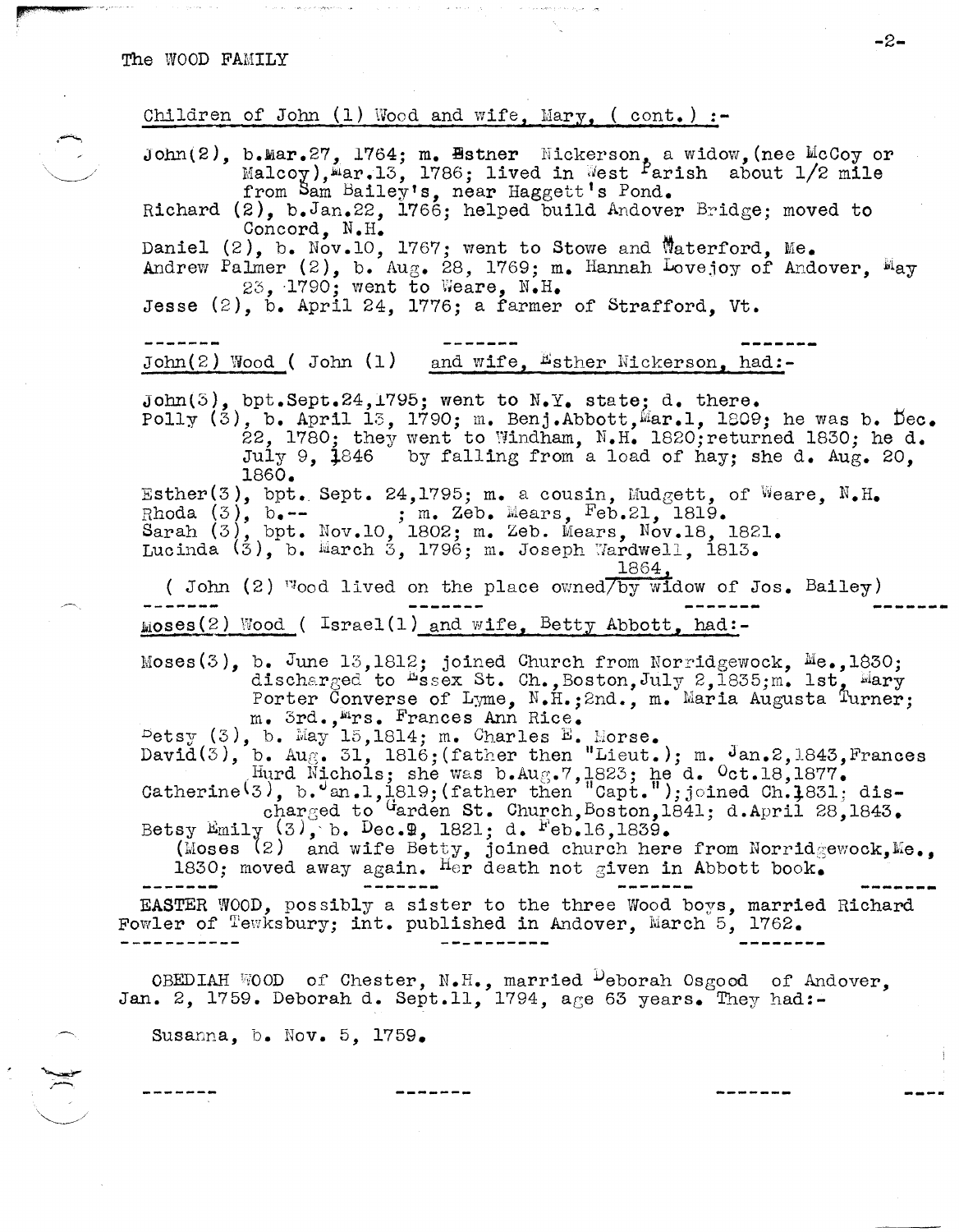The WOOD FAMILY

Children of John (1) Wood and wife, Mary, ( cont.) :-

John(2), b.Mar.27, 1764; m. Esther Nickerson, a widow,(nee McCoy or Malcoy),Mar.13, 1786; lived in West Parish about 1/2 mile from Sam Bailey's, near Haggett's Pond.
Richard (2), b.Jan.22, 1766; helped build Andover Bridge; moved to Concord, N.H.
Daniel (2), b. Nov.10, 1767; went to Stowe and Waterford, Me.
Andrew Palmer (2), b. Aug. 28, 1769; m. Hannah Lovejoy of Andover, May 23, 1790; went to Weare, N.H.
Jesse (2), b. April 24, 1776; a farmer of Strafford, Vt.

------- ------- -------

John(2) Wood ( John (1) and wife, Esther Nickerson, had:-

John(3), bpt.Sept.24,1795; went to N.Y. state; d. there.
Polly (3), b. April 13, 1790; m. Benj.Abbott,Mar.1, 1809; he was b. Dec. 22, 1780; they went to Windham, N.H. 1820;returned 1830; he d. July 9, 1846 by falling from a load of hay; she d. Aug. 20, 1860.
Esther(3), bpt. Sept. 24,1795; m. a cousin, Mudgett, of Weare, N.H.
Rhoda (3), b.-- ; m. Zeb. Mears, Feb.21, 1819.
Sarah (3), bpt. Nov.10, 1802; m. Zeb. Mears, Nov.18, 1821.
Lucinda (3), b. March 3, 1796; m. Joseph Wardwell, 1813.

( John (2) Wood lived on the place owned/by widow of Jos. Bailey) 1864,

------- ------- -------

Moses(2) Wood ( Israel(1) and wife, Betty Abbott, had:-

Moses(3), b. June 13,1812; joined Church from Norridgewock, Me.,1830; discharged to Essex St. Ch.,Boston,July 2,1835;m. 1st, Mary Porter Converse of Lyme, N.H.;2nd., m. Maria Augusta Turner; m. 3rd.,Mrs. Frances Ann Rice.
Betsy (3), b. May 15,1814; m. Charles E. Morse.
David(3), b. Aug. 31, 1816;(father then "Lieut.); m. Jan.2,1843,Frances Hurd Nichols; she was b.Aug.7,1823; he d. Oct.18,1877.
Catherine(3), b.Jan.1,1819;(father then "Capt."); joined Ch.1831; discharged to Garden St. Church,Boston,1841; d.April 28,1843.
Betsy Emily (3), b. Dec.9, 1821; d. Feb.16,1839.
(Moses (2) and wife Betty, joined church here from Norridgewock,Me., 1830; moved away again. Her death not given in Abbott book.

------- ------- -------

EASTER WOOD, possibly a sister to the three Wood boys, married Richard Fowler of Tewksbury; int. published in Andover, March 5, 1762.

------- ------- -------

OBEDIAH WOOD of Chester, N.H., married Deborah Osgood of Andover, Jan. 2, 1759. Deborah d. Sept.11, 1794, age 63 years. They had:-

Susanna, b. Nov. 5, 1759.

------- ------- -------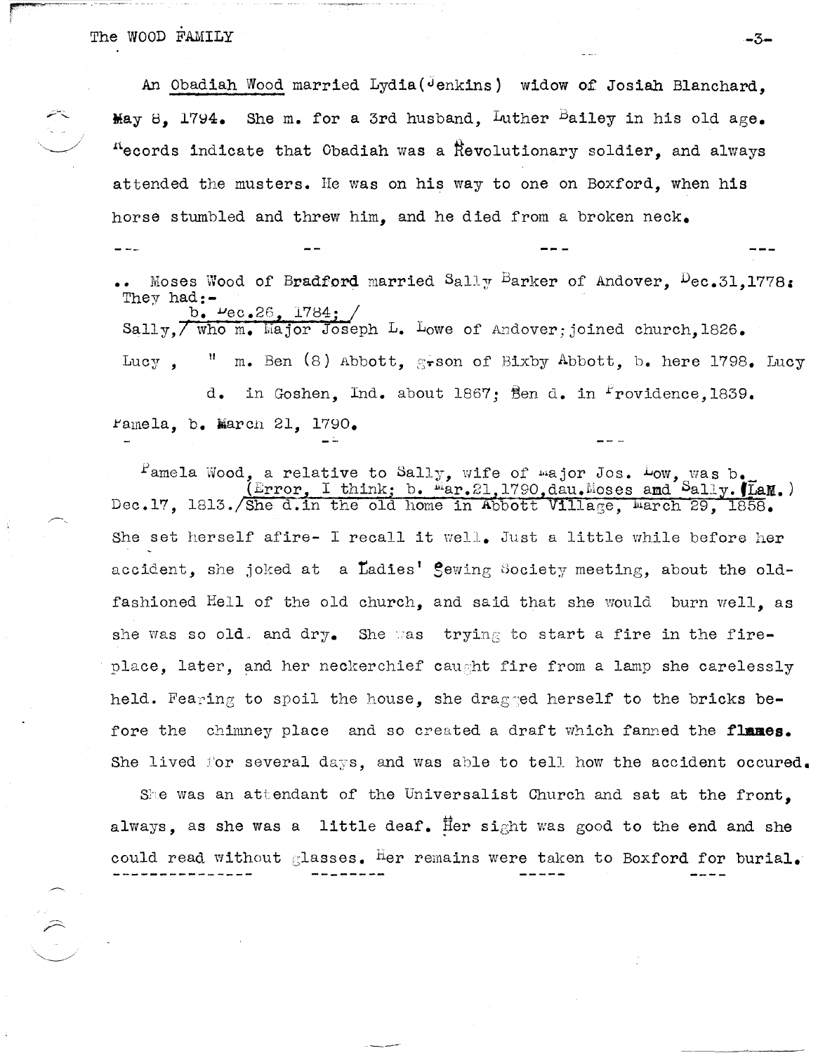An Obadiah Wood married Lydia(Jenkins) widow of Josiah Blanchard, May 8, 1794. She m. for a 3rd husband, Luther Bailey in his old age. Records indicate that Obadiah was a Revolutionary soldier, and always attended the musters. He was on his way to one on Boxford, when his horse stumbled and threw him, and he died from a broken neck.

--- -- --- ---

.. Moses Wood of Bradford married Sally Barker of Andover, Dec.31,1778: They had:-

Sally, b. Dec.26, 1784; who m. Major Joseph L. Lowe of Andover; joined church, 1826.

Lucy , " m. Ben (8) Abbott, g-son of Bixby Abbott, b. here 1798. Lucy d. in Goshen, Ind. about 1867; Ben d. in Providence, 1839.

Pamela, b. March 21, 1790.

- -- ---

Pamela Wood, a relative to Sally, wife of Major Jos. Low, was b. Dec.17, 1813. (Error, I think; b. Mar.21,1790, dau. Moses and Sally. (LaM.) She d. in the old home in Abbott Village, March 29, 1858. She set herself afire- I recall it well. Just a little while before her accident, she joked at a Ladies' Sewing Society meeting, about the old-fashioned Hell of the old church, and said that she would burn well, as she was so old and dry. She was trying to start a fire in the fire-place, later, and her neckerchief caught fire from a lamp she carelessly held. Fearing to spoil the house, she dragged herself to the bricks before the chimney place and so created a draft which fanned the **flames**. She lived for several days, and was able to tell how the accident occured.

She was an attendant of the Universalist Church and sat at the front, always, as she was a little deaf. Her sight was good to the end and she could read without glasses. Her remains were taken to Boxford for burial.

--------------- -------- ----- ----